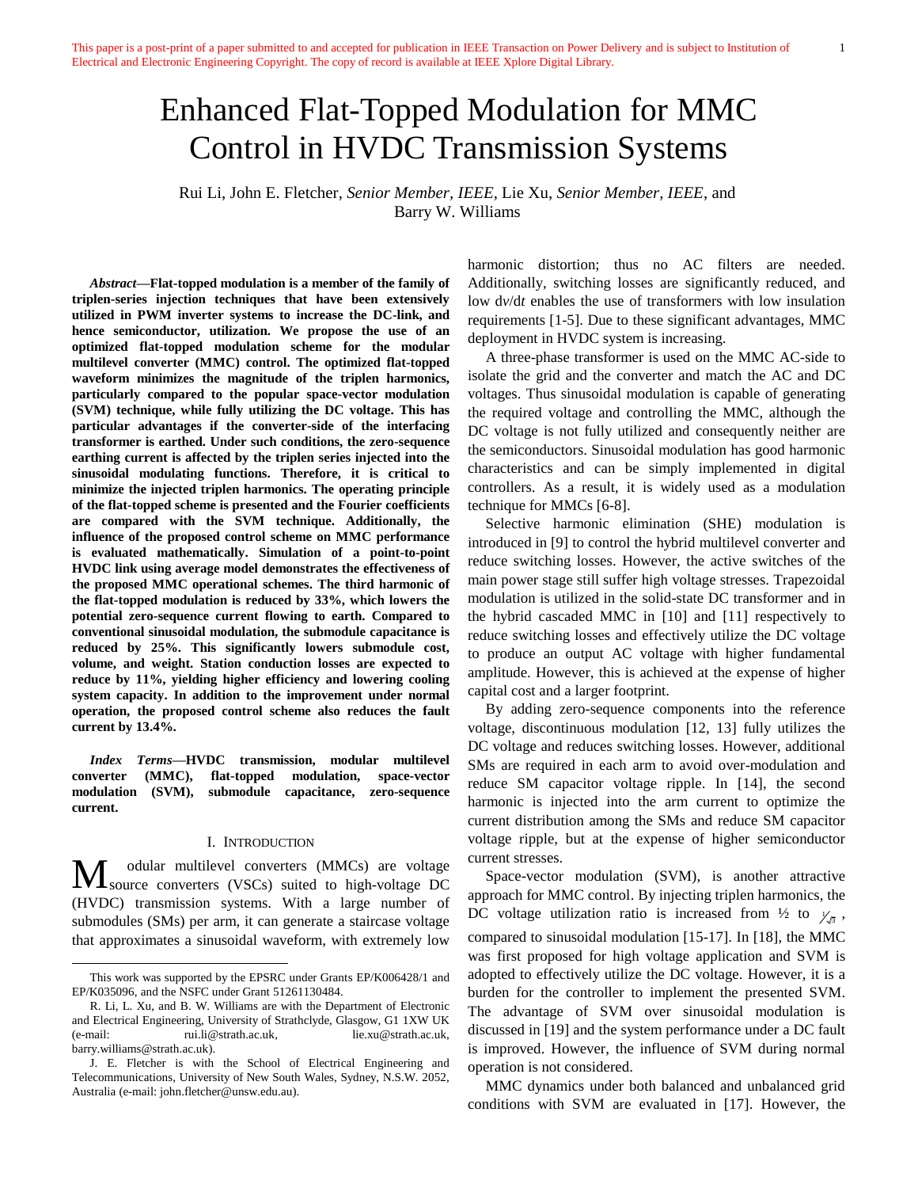This paper is a post-print of a paper submitted to and accepted for publication in IEEE Transaction on Power Delivery and is subject to Institution of Electrical and Electronic Engineering Copyright. The copy of record is available at IEEE Xplore Digital Library.

# Enhanced Flat-Topped Modulation for MMC Control in HVDC Transmission Systems

Rui Li, John E. Fletcher, *Senior Member, IEEE*, Lie Xu, *Senior Member, IEEE*, and Barry W. Williams

***Abstract*—Flat-topped modulation is a member of the family of triplen-series injection techniques that have been extensively utilized in PWM inverter systems to increase the DC-link, and hence semiconductor, utilization. We propose the use of an optimized flat-topped modulation scheme for the modular multilevel converter (MMC) control. The optimized flat-topped waveform minimizes the magnitude of the triplen harmonics, particularly compared to the popular space-vector modulation (SVM) technique, while fully utilizing the DC voltage. This has particular advantages if the converter-side of the interfacing transformer is earthed. Under such conditions, the zero-sequence earthing current is affected by the triplen series injected into the sinusoidal modulating functions. Therefore, it is critical to minimize the injected triplen harmonics. The operating principle of the flat-topped scheme is presented and the Fourier coefficients are compared with the SVM technique. Additionally, the influence of the proposed control scheme on MMC performance is evaluated mathematically. Simulation of a point-to-point HVDC link using average model demonstrates the effectiveness of the proposed MMC operational schemes. The third harmonic of the flat-topped modulation is reduced by 33%, which lowers the potential zero-sequence current flowing to earth. Compared to conventional sinusoidal modulation, the submodule capacitance is reduced by 25%. This significantly lowers submodule cost, volume, and weight. Station conduction losses are expected to reduce by 11%, yielding higher efficiency and lowering cooling system capacity. In addition to the improvement under normal operation, the proposed control scheme also reduces the fault current by 13.4%.**

***Index Terms*—HVDC transmission, modular multilevel converter (MMC), flat-topped modulation, space-vector modulation (SVM), submodule capacitance, zero-sequence current.**

## I. Introduction

Modular multilevel converters (MMCs) are voltage source converters (VSCs) suited to high-voltage DC (HVDC) transmission systems. With a large number of submodules (SMs) per arm, it can generate a staircase voltage that approximates a sinusoidal waveform, with extremely low harmonic distortion; thus no AC filters are needed. Additionally, switching losses are significantly reduced, and low d*v*/d*t* enables the use of transformers with low insulation requirements [1-5]. Due to these significant advantages, MMC deployment in HVDC system is increasing.

A three-phase transformer is used on the MMC AC-side to isolate the grid and the converter and match the AC and DC voltages. Thus sinusoidal modulation is capable of generating the required voltage and controlling the MMC, although the DC voltage is not fully utilized and consequently neither are the semiconductors. Sinusoidal modulation has good harmonic characteristics and can be simply implemented in digital controllers. As a result, it is widely used as a modulation technique for MMCs [6-8].

Selective harmonic elimination (SHE) modulation is introduced in [9] to control the hybrid multilevel converter and reduce switching losses. However, the active switches of the main power stage still suffer high voltage stresses. Trapezoidal modulation is utilized in the solid-state DC transformer and in the hybrid cascaded MMC in [10] and [11] respectively to reduce switching losses and effectively utilize the DC voltage to produce an output AC voltage with higher fundamental amplitude. However, this is achieved at the expense of higher capital cost and a larger footprint.

By adding zero-sequence components into the reference voltage, discontinuous modulation [12, 13] fully utilizes the DC voltage and reduces switching losses. However, additional SMs are required in each arm to avoid over-modulation and reduce SM capacitor voltage ripple. In [14], the second harmonic is injected into the arm current to optimize the current distribution among the SMs and reduce SM capacitor voltage ripple, but at the expense of higher semiconductor current stresses.

Space-vector modulation (SVM), is another attractive approach for MMC control. By injecting triplen harmonics, the DC voltage utilization ratio is increased from ½ to $1/\sqrt{3}$, compared to sinusoidal modulation [15-17]. In [18], the MMC was first proposed for high voltage application and SVM is adopted to effectively utilize the DC voltage. However, it is a burden for the controller to implement the presented SVM. The advantage of SVM over sinusoidal modulation is discussed in [19] and the system performance under a DC fault is improved. However, the influence of SVM during normal operation is not considered.

MMC dynamics under both balanced and unbalanced grid conditions with SVM are evaluated in [17]. However, the

This work was supported by the EPSRC under Grants EP/K006428/1 and EP/K035096, and the NSFC under Grant 51261130484.

R. Li, L. Xu, and B. W. Williams are with the Department of Electronic and Electrical Engineering, University of Strathclyde, Glasgow, G1 1XW UK (e-mail: rui.li@strath.ac.uk, lie.xu@strath.ac.uk, barry.williams@strath.ac.uk).

J. E. Fletcher is with the School of Electrical Engineering and Telecommunications, University of New South Wales, Sydney, N.S.W. 2052, Australia (e-mail: john.fletcher@unsw.edu.au).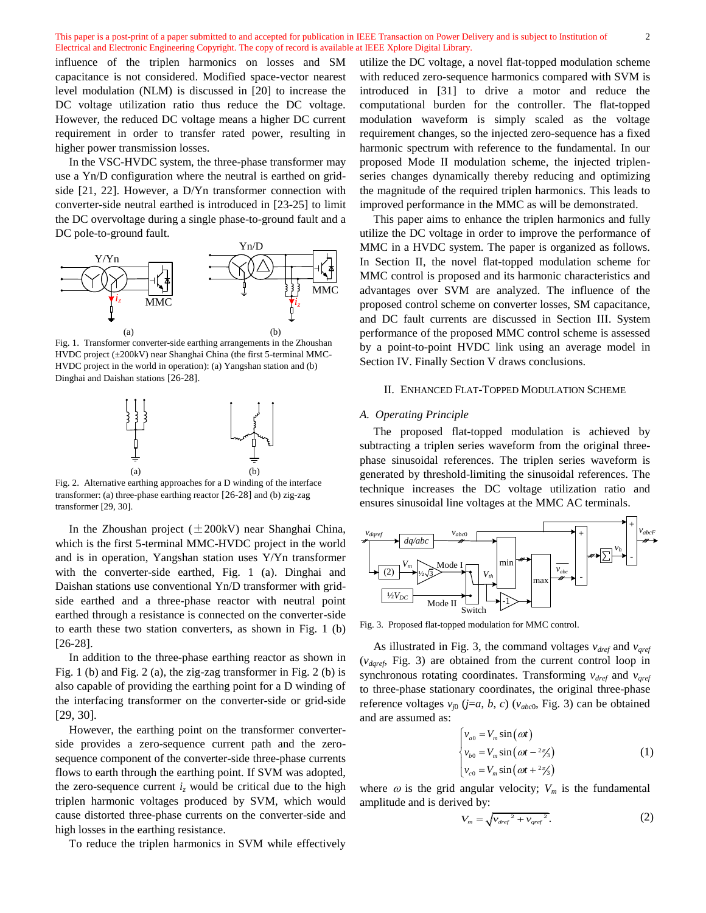influence of the triplen harmonics on losses and SM capacitance is not considered. Modified space-vector nearest level modulation (NLM) is discussed in [20] to increase the DC voltage utilization ratio thus reduce the DC voltage. However, the reduced DC voltage means a higher DC current requirement in order to transfer rated power, resulting in higher power transmission losses.

In the VSC-HVDC system, the three-phase transformer may use a Yn/D configuration where the neutral is earthed on grid-side [21, 22]. However, a D/Yn transformer connection with converter-side neutral earthed is introduced in [23-25] to limit the DC overvoltage during a single phase-to-ground fault and a DC pole-to-ground fault.

Fig. 1. Transformer converter-side earthing arrangements in the Zhoushan HVDC project (±200kV) near Shanghai China (the first 5-terminal MMC-HVDC project in the world in operation): (a) Yangshan station and (b) Dinghai and Daishan stations [26-28].

Fig. 2. Alternative earthing approaches for a D winding of the interface transformer: (a) three-phase earthing reactor [26-28] and (b) zig-zag transformer [29, 30].

In the Zhoushan project (±200kV) near Shanghai China, which is the first 5-terminal MMC-HVDC project in the world and is in operation, Yangshan station uses Y/Yn transformer with the converter-side earthed, Fig. 1 (a). Dinghai and Daishan stations use conventional Yn/D transformer with grid-side earthed and a three-phase reactor with neutral point earthed through a resistance is connected on the converter-side to earth these two station converters, as shown in Fig. 1 (b) [26-28].

In addition to the three-phase earthing reactor as shown in Fig. 1 (b) and Fig. 2 (a), the zig-zag transformer in Fig. 2 (b) is also capable of providing the earthing point for a D winding of the interfacing transformer on the converter-side or grid-side [29, 30].

However, the earthing point on the transformer converter-side provides a zero-sequence current path and the zero-sequence component of the converter-side three-phase currents flows to earth through the earthing point. If SVM was adopted, the zero-sequence current $i_z$ would be critical due to the high triplen harmonic voltages produced by SVM, which would cause distorted three-phase currents on the converter-side and high losses in the earthing resistance.

To reduce the triplen harmonics in SVM while effectively utilize the DC voltage, a novel flat-topped modulation scheme with reduced zero-sequence harmonics compared with SVM is introduced in [31] to drive a motor and reduce the computational burden for the controller. The flat-topped modulation waveform is simply scaled as the voltage requirement changes, so the injected zero-sequence has a fixed harmonic spectrum with reference to the fundamental. In our proposed Mode II modulation scheme, the injected triplen-series changes dynamically thereby reducing and optimizing the magnitude of the required triplen harmonics. This leads to improved performance in the MMC as will be demonstrated.

This paper aims to enhance the triplen harmonics and fully utilize the DC voltage in order to improve the performance of MMC in a HVDC system. The paper is organized as follows. In Section II, the novel flat-topped modulation scheme for MMC control is proposed and its harmonic characteristics and advantages over SVM are analyzed. The influence of the proposed control scheme on converter losses, SM capacitance, and DC fault currents are discussed in Section III. System performance of the proposed MMC control scheme is assessed by a point-to-point HVDC link using an average model in Section IV. Finally Section V draws conclusions.

## II. Enhanced Flat-Topped Modulation Scheme

### A. Operating Principle

The proposed flat-topped modulation is achieved by subtracting a triplen series waveform from the original three-phase sinusoidal references. The triplen series waveform is generated by threshold-limiting the sinusoidal references. The technique increases the DC voltage utilization ratio and ensures sinusoidal line voltages at the MMC AC terminals.

Fig. 3. Proposed flat-topped modulation for MMC control.

As illustrated in Fig. 3, the command voltages $v_{dref}$ and $v_{qref}$ ($v_{dqref}$, Fig. 3) are obtained from the current control loop in synchronous rotating coordinates. Transforming $v_{dref}$ and $v_{qref}$ to three-phase stationary coordinates, the original three-phase reference voltages $v_{j0}$ ($j$=$a$, $b$, $c$) ($v_{abc0}$, Fig. 3) can be obtained and are assumed as:

$$\begin{cases} v_{a0} = V_m \sin(\omega t) \\ v_{b0} = V_m \sin(\omega t - 2\pi/3) \\ v_{c0} = V_m \sin(\omega t + 2\pi/3) \end{cases} \tag{1}$$

where $\omega$ is the grid angular velocity; $V_m$ is the fundamental amplitude and is derived by:

$$V_m = \sqrt{v_{dref}^{\ 2} + v_{qref}^{\ 2}}. \tag{2}$$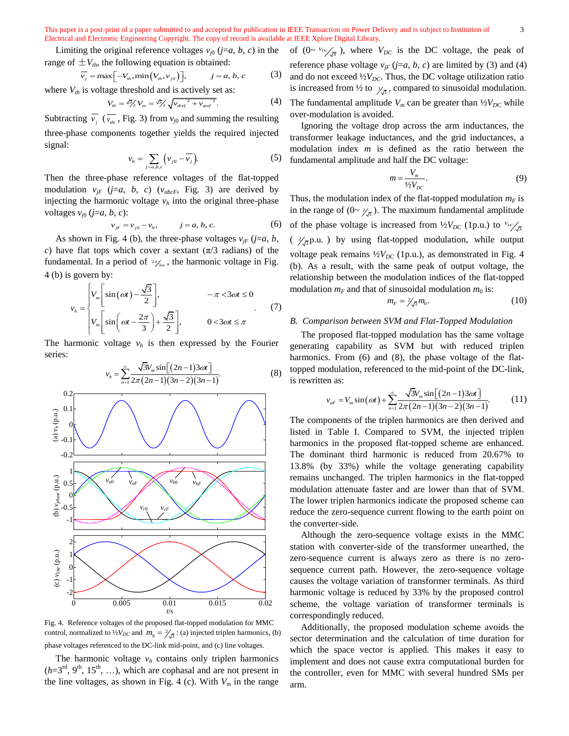Limiting the original reference voltages $v_{j0}$ ($j=a, b, c$) in the range of $\pm V_{th}$, the following equation is obtained:

$$\overline{v_j} = \max\left[-V_{th}, \min\left(V_{th}, v_{j0}\right)\right], \qquad j = a, b, c \tag{3}$$

where $V_{th}$ is voltage threshold and is actively set as:

$$V_{th} = \sqrt{3}/2\, V_m = \sqrt{3}/2 \sqrt{v_{dref}^{\ 2} + v_{qref}^{\ 2}}. \tag{4}$$

Subtracting $\overline{v_j}$ ($\overline{v_{abc}}$, Fig. 3) from $v_{j0}$ and summing the resulting three-phase components together yields the required injected signal:

$$v_h = \sum_{j=a,b,c} \left(v_{j0} - \overline{v_j}\right). \tag{5}$$

Then the three-phase reference voltages of the flat-topped modulation $v_{jF}$ ($j=a, b, c$) ($v_{abcF}$, Fig. 3) are derived by injecting the harmonic voltage $v_h$ into the original three-phase voltages $v_{j0}$ ($j=a, b, c$):

$$v_{jF} = v_{j0} - v_h, \qquad j = a, b, c. \tag{6}$$

As shown in Fig. 4 (b), the three-phase voltages $v_{jF}$ ($j=a, b, c$) have flat tops which cover a sextant ($\pi/3$ radians) of the fundamental. In a period of $2\pi/3\omega$, the harmonic voltage in Fig. 4 (b) is govern by:

$$v_h = \begin{cases} V_m\left[\sin(\omega t) - \dfrac{\sqrt{3}}{2}\right], & -\pi < 3\omega t \le 0 \\ V_m\left[\sin\left(\omega t - \dfrac{2\pi}{3}\right) + \dfrac{\sqrt{3}}{2}\right], & 0 < 3\omega t \le \pi \end{cases}. \tag{7}$$

The harmonic voltage $v_h$ is then expressed by the Fourier series:

$$v_h = \sum_{n=1}^{\infty} \frac{\sqrt{3} V_m \sin\left[(2n-1)3\omega t\right]}{2\pi(2n-1)(3n-2)(3n-1)}. \tag{8}$$

Fig. 4. Reference voltages of the proposed flat-topped modulation for MMC control, normalized to $\frac{1}{2}V_{DC}$ and $m_h = 2/\sqrt{3}$: (a) injected triplen harmonics, (b) phase voltages referenced to the DC-link mid-point, and (c) line voltages.

The harmonic voltage $v_h$ contains only triplen harmonics ($h$=3rd, 9th, 15th, …), which are cophasal and are not present in the line voltages, as shown in Fig. 4 (c). With $V_m$ in the range of ($0 \sim V_{DC}/\sqrt{3}$), where $V_{DC}$ is the DC voltage, the peak of reference phase voltage $v_{jF}$ ($j=a, b, c$) are limited by (3) and (4) and do not exceed $\frac{1}{2}V_{DC}$. Thus, the DC voltage utilization ratio is increased from ½ to $1/\sqrt{3}$, compared to sinusoidal modulation. The fundamental amplitude $V_m$ can be greater than $\frac{1}{2}V_{DC}$ while over-modulation is avoided.

Ignoring the voltage drop across the arm inductances, the transformer leakage inductances, and the grid inductances, a modulation index $m$ is defined as the ratio between the fundamental amplitude and half the DC voltage:

$$m = \frac{V_m}{\frac{1}{2}V_{DC}}. \tag{9}$$

Thus, the modulation index of the flat-topped modulation $m_F$ is in the range of ($0 \sim 2/\sqrt{3}$). The maximum fundamental amplitude of the phase voltage is increased from $\frac{1}{2}V_{DC}$ (1p.u.) to $V_{DC}/\sqrt{3}$ ($2/\sqrt{3}$p.u.) by using flat-topped modulation, while output voltage peak remains $\frac{1}{2}V_{DC}$ (1p.u.), as demonstrated in Fig. 4 (b). As a result, with the same peak of output voltage, the relationship between the modulation indices of the flat-topped modulation $m_F$ and that of sinusoidal modulation $m_0$ is:

$$m_F = 2/\sqrt{3}\, m_0. \tag{10}$$

### B. Comparison between SVM and Flat-Topped Modulation

The proposed flat-topped modulation has the same voltage generating capability as SVM but with reduced triplen harmonics. From (6) and (8), the phase voltage of the flat-topped modulation, referenced to the mid-point of the DC-link, is rewritten as:

$$v_{aF} = V_m \sin(\omega t) + \sum_{n=1}^{\infty} \frac{\sqrt{3} V_m \sin\left[(2n-1)3\omega t\right]}{2\pi(2n-1)(3n-2)(3n-1)}. \tag{11}$$

The components of the triplen harmonics are then derived and listed in Table I. Compared to SVM, the injected triplen harmonics in the proposed flat-topped scheme are enhanced. The dominant third harmonic is reduced from 20.67% to 13.8% (by 33%) while the voltage generating capability remains unchanged. The triplen harmonics in the flat-topped modulation attenuate faster and are lower than that of SVM. The lower triplen harmonics indicate the proposed scheme can reduce the zero-sequence current flowing to the earth point on the converter-side.

Although the zero-sequence voltage exists in the MMC station with converter-side of the transformer unearthed, the zero-sequence current is always zero as there is no zero-sequence current path. However, the zero-sequence voltage causes the voltage variation of transformer terminals. As third harmonic voltage is reduced by 33% by the proposed control scheme, the voltage variation of transformer terminals is correspondingly reduced.

Additionally, the proposed modulation scheme avoids the sector determination and the calculation of time duration for which the space vector is applied. This makes it easy to implement and does not cause extra computational burden for the controller, even for MMC with several hundred SMs per arm.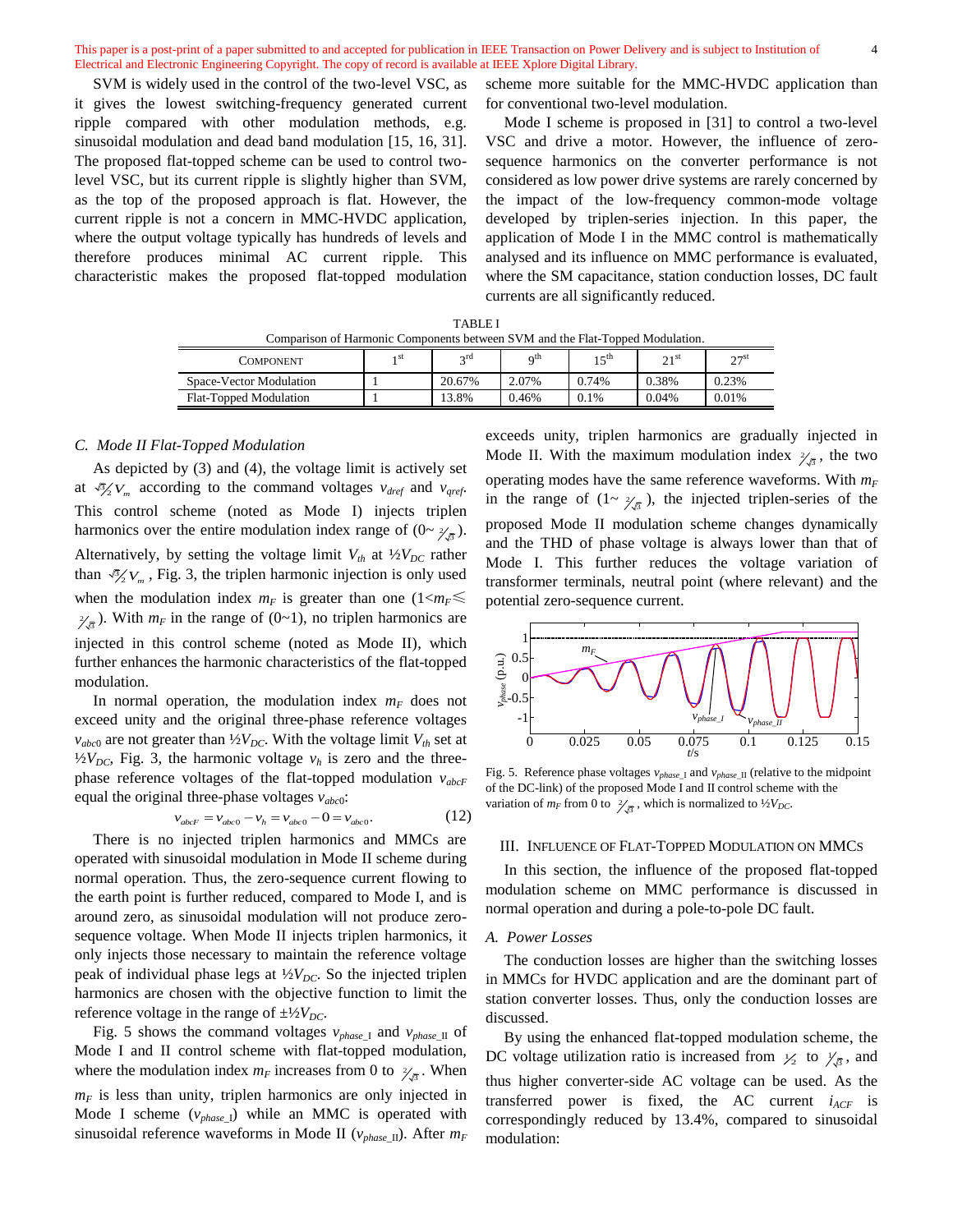SVM is widely used in the control of the two-level VSC, as it gives the lowest switching-frequency generated current ripple compared with other modulation methods, e.g. sinusoidal modulation and dead band modulation [15, 16, 31]. The proposed flat-topped scheme can be used to control two-level VSC, but its current ripple is slightly higher than SVM, as the top of the proposed approach is flat. However, the current ripple is not a concern in MMC-HVDC application, where the output voltage typically has hundreds of levels and therefore produces minimal AC current ripple. This characteristic makes the proposed flat-topped modulation scheme more suitable for the MMC-HVDC application than for conventional two-level modulation.

Mode I scheme is proposed in [31] to control a two-level VSC and drive a motor. However, the influence of zero-sequence harmonics on the converter performance is not considered as low power drive systems are rarely concerned by the impact of the low-frequency common-mode voltage developed by triplen-series injection. In this paper, the application of Mode I in the MMC control is mathematically analysed and its influence on MMC performance is evaluated, where the SM capacitance, station conduction losses, DC fault currents are all significantly reduced.

TABLE I
Comparison of Harmonic Components between SVM and the Flat-Topped Modulation.

| Component | 1st | 3rd | 9th | 15th | 21st | 27st |
|---|---|---|---|---|---|---|
| Space-Vector Modulation | 1 | 20.67% | 2.07% | 0.74% | 0.38% | 0.23% |
| Flat-Topped Modulation | 1 | 13.8% | 0.46% | 0.1% | 0.04% | 0.01% |

### C. Mode II Flat-Topped Modulation

As depicted by (3) and (4), the voltage limit is actively set at $\frac{\sqrt{3}}{2}V_m$ according to the command voltages $v_{dref}$ and $v_{qref}$. This control scheme (noted as Mode I) injects triplen harmonics over the entire modulation index range of (0~ $\frac{2}{\sqrt{3}}$). Alternatively, by setting the voltage limit $V_{th}$ at ½$V_{DC}$ rather than $\frac{\sqrt{3}}{2}V_m$, Fig. 3, the triplen harmonic injection is only used when the modulation index $m_F$ is greater than one (1<$m_F$≤ $\frac{2}{\sqrt{3}}$). With $m_F$ in the range of (0~1), no triplen harmonics are injected in this control scheme (noted as Mode II), which further enhances the harmonic characteristics of the flat-topped modulation.

In normal operation, the modulation index $m_F$ does not exceed unity and the original three-phase reference voltages $v_{abc0}$ are not greater than ½$V_{DC}$. With the voltage limit $V_{th}$ set at ½$V_{DC}$, Fig. 3, the harmonic voltage $v_h$ is zero and the three-phase reference voltages of the flat-topped modulation $v_{abcF}$ equal the original three-phase voltages $v_{abc0}$:

$$v_{abcF} = v_{abc0} - v_h = v_{abc0} - 0 = v_{abc0}. \tag{12}$$

There is no injected triplen harmonics and MMCs are operated with sinusoidal modulation in Mode II scheme during normal operation. Thus, the zero-sequence current flowing to the earth point is further reduced, compared to Mode I, and is around zero, as sinusoidal modulation will not produce zero-sequence voltage. When Mode II injects triplen harmonics, it only injects those necessary to maintain the reference voltage peak of individual phase legs at ½$V_{DC}$. So the injected triplen harmonics are chosen with the objective function to limit the reference voltage in the range of ±½$V_{DC}$.

Fig. 5 shows the command voltages $v_{phase\_I}$ and $v_{phase\_II}$ of Mode I and II control scheme with flat-topped modulation, where the modulation index $m_F$ increases from 0 to $\frac{2}{\sqrt{3}}$. When $m_F$ is less than unity, triplen harmonics are only injected in Mode I scheme ($v_{phase\_I}$) while an MMC is operated with sinusoidal reference waveforms in Mode II ($v_{phase\_II}$). After $m_F$ exceeds unity, triplen harmonics are gradually injected in Mode II. With the maximum modulation index $\frac{2}{\sqrt{3}}$, the two operating modes have the same reference waveforms. With $m_F$ in the range of (1~ $\frac{2}{\sqrt{3}}$), the injected triplen-series of the proposed Mode II modulation scheme changes dynamically and the THD of phase voltage is always lower than that of Mode I. This further reduces the voltage variation of transformer terminals, neutral point (where relevant) and the potential zero-sequence current.

Fig. 5. Reference phase voltages $v_{phase\_I}$ and $v_{phase\_II}$ (relative to the midpoint of the DC-link) of the proposed Mode I and II control scheme with the variation of $m_F$ from 0 to $\frac{2}{\sqrt{3}}$, which is normalized to ½$V_{DC}$.

## III. Influence of Flat-Topped Modulation on MMCs

In this section, the influence of the proposed flat-topped modulation scheme on MMC performance is discussed in normal operation and during a pole-to-pole DC fault.

### A. Power Losses

The conduction losses are higher than the switching losses in MMCs for HVDC application and are the dominant part of station converter losses. Thus, only the conduction losses are discussed.

By using the enhanced flat-topped modulation scheme, the DC voltage utilization ratio is increased from $\frac{1}{2}$ to $\frac{1}{\sqrt{3}}$, and thus higher converter-side AC voltage can be used. As the transferred power is fixed, the AC current $i_{ACF}$ is correspondingly reduced by 13.4%, compared to sinusoidal modulation: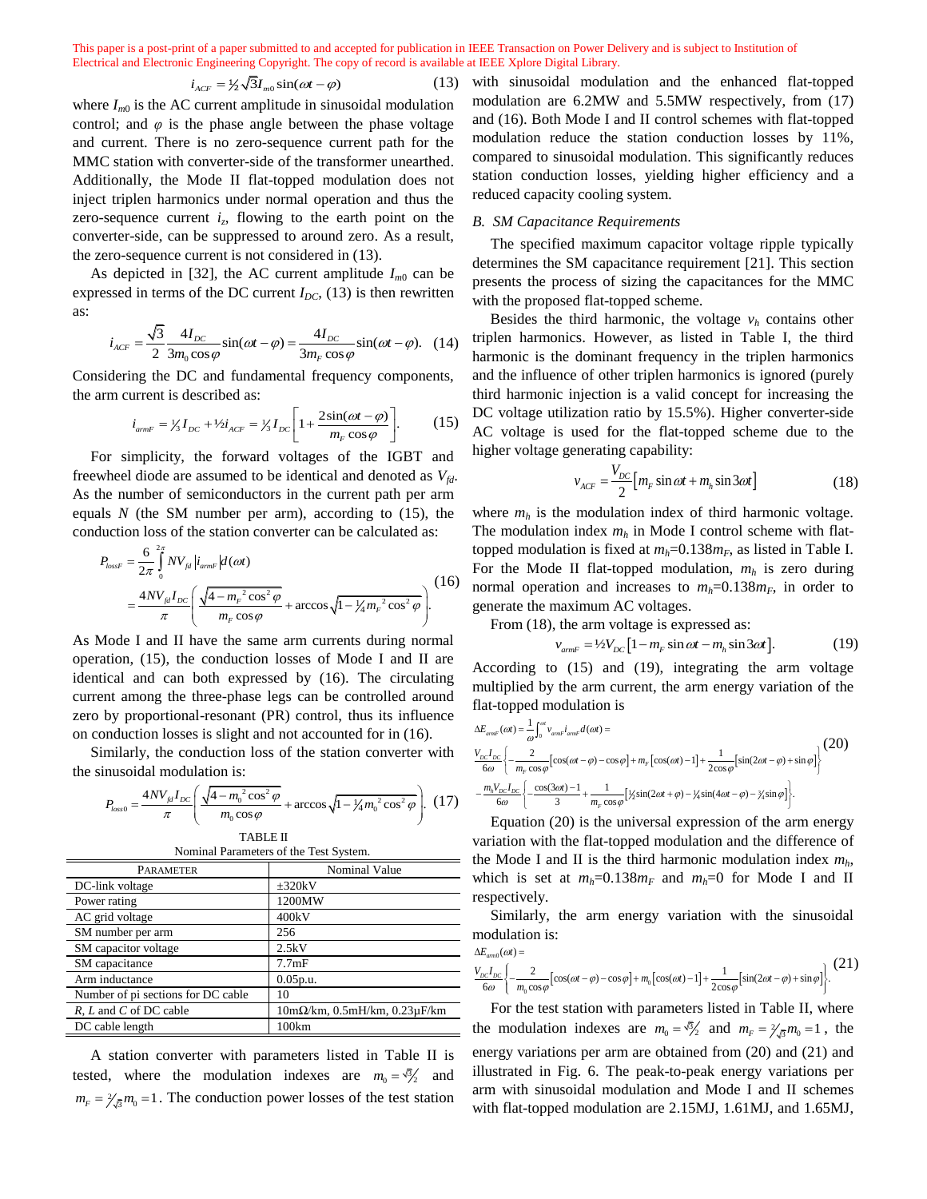$$i_{ACF} = \tfrac{1}{2}\sqrt{3} I_{m0} \sin(\omega t - \varphi) \tag{13}$$

where $I_{m0}$ is the AC current amplitude in sinusoidal modulation control; and $\varphi$ is the phase angle between the phase voltage and current. There is no zero-sequence current path for the MMC station with converter-side of the transformer unearthed. Additionally, the Mode II flat-topped modulation does not inject triplen harmonics under normal operation and thus the zero-sequence current $i_z$, flowing to the earth point on the converter-side, can be suppressed to around zero. As a result, the zero-sequence current is not considered in (13).

As depicted in [32], the AC current amplitude $I_{m0}$ can be expressed in terms of the DC current $I_{DC}$, (13) is then rewritten as:

$$i_{ACF} = \frac{\sqrt{3}}{2} \frac{4 I_{DC}}{3 m_0 \cos\varphi} \sin(\omega t - \varphi) = \frac{4 I_{DC}}{3 m_F \cos\varphi} \sin(\omega t - \varphi). \tag{14}$$

Considering the DC and fundamental frequency components, the arm current is described as:

$$i_{armF} = \tfrac{1}{3} I_{DC} + \tfrac{1}{2} i_{ACF} = \tfrac{1}{3} I_{DC} \left[ 1 + \frac{2\sin(\omega t - \varphi)}{m_F \cos\varphi} \right]. \tag{15}$$

For simplicity, the forward voltages of the IGBT and freewheel diode are assumed to be identical and denoted as $V_{fd}$. As the number of semiconductors in the current path per arm equals $N$ (the SM number per arm), according to (15), the conduction loss of the station converter can be calculated as:

$$\begin{aligned} P_{lossF} &= \frac{6}{2\pi} \int_0^{2\pi} N V_{fd} \left| i_{armF} \right| d(\omega t) \\ &= \frac{4 N V_{fd} I_{DC}}{\pi} \left( \frac{\sqrt{4 - m_F^2 \cos^2\varphi}}{m_F \cos\varphi} + \arccos\sqrt{1 - \tfrac{1}{4} m_F^2 \cos^2\varphi} \right). \end{aligned} \tag{16}$$

As Mode I and II have the same arm currents during normal operation, (15), the conduction losses of Mode I and II are identical and can both expressed by (16). The circulating current among the three-phase legs can be controlled around zero by proportional-resonant (PR) control, thus its influence on conduction losses is slight and not accounted for in (16).

Similarly, the conduction loss of the station converter with the sinusoidal modulation is:

$$P_{loss0} = \frac{4 N V_{fd} I_{DC}}{\pi} \left( \frac{\sqrt{4 - m_0^2 \cos^2\varphi}}{m_0 \cos\varphi} + \arccos\sqrt{1 - \tfrac{1}{4} m_0^2 \cos^2\varphi} \right). \tag{17}$$

TABLE II
Nominal Parameters of the Test System.

| Parameter | Nominal Value |
|---|---|
| DC-link voltage | ±320kV |
| Power rating | 1200MW |
| AC grid voltage | 400kV |
| SM number per arm | 256 |
| SM capacitor voltage | 2.5kV |
| SM capacitance | 7.7mF |
| Arm inductance | 0.05p.u. |
| Number of pi sections for DC cable | 10 |
| *R*, *L* and *C* of DC cable | 10mΩ/km, 0.5mH/km, 0.23µF/km |
| DC cable length | 100km |

A station converter with parameters listed in Table II is tested, where the modulation indexes are $m_0 = \sqrt{3}/2$ and $m_F = 2/\sqrt{3}\, m_0 = 1$. The conduction power losses of the test station with sinusoidal modulation and the enhanced flat-topped modulation are 6.2MW and 5.5MW respectively, from (17) and (16). Both Mode I and II control schemes with flat-topped modulation reduce the station conduction losses by 11%, compared to sinusoidal modulation. This significantly reduces station conduction losses, yielding higher efficiency and a reduced capacity cooling system.

## B. SM Capacitance Requirements

The specified maximum capacitor voltage ripple typically determines the SM capacitance requirement [21]. This section presents the process of sizing the capacitances for the MMC with the proposed flat-topped scheme.

Besides the third harmonic, the voltage $v_h$ contains other triplen harmonics. However, as listed in Table I, the third harmonic is the dominant frequency in the triplen harmonics and the influence of other triplen harmonics is ignored (purely third harmonic injection is a valid concept for increasing the DC voltage utilization ratio by 15.5%). Higher converter-side AC voltage is used for the flat-topped scheme due to the higher voltage generating capability:

$$v_{ACF} = \frac{V_{DC}}{2} \left[ m_F \sin\omega t + m_h \sin 3\omega t \right] \tag{18}$$

where $m_h$ is the modulation index of third harmonic voltage. The modulation index $m_h$ in Mode I control scheme with flat-topped modulation is fixed at $m_h$=0.138$m_F$, as listed in Table I. For the Mode II flat-topped modulation, $m_h$ is zero during normal operation and increases to $m_h$=0.138$m_F$, in order to generate the maximum AC voltages.

From (18), the arm voltage is expressed as:

$$v_{armF} = \tfrac{1}{2} V_{DC} \left[ 1 - m_F \sin\omega t - m_h \sin 3\omega t \right]. \tag{19}$$

According to (15) and (19), integrating the arm voltage multiplied by the arm current, the arm energy variation of the flat-topped modulation is

$$\begin{aligned} \Delta E_{armF}(\omega t) &= \frac{1}{\omega} \int_0^{\omega t} v_{armF}\, i_{armF}\, d(\omega t) = \\ &\frac{V_{DC} I_{DC}}{6\omega} \left\{ -\frac{2}{m_F \cos\varphi} \left[ \cos(\omega t - \varphi) - \cos\varphi \right] + m_F \left[ \cos(\omega t) - 1 \right] + \frac{1}{2\cos\varphi} \left[ \sin(2\omega t - \varphi) + \sin\varphi \right] \right\} \\ &- \frac{m_h V_{DC} I_{DC}}{6\omega} \left\{ -\frac{\cos(3\omega t) - 1}{3} + \frac{1}{m_F \cos\varphi} \left[ \tfrac{1}{2}\sin(2\omega t + \varphi) - \tfrac{1}{4}\sin(4\omega t - \varphi) - \tfrac{3}{4}\sin\varphi \right] \right\}. \end{aligned} \tag{20}$$

Equation (20) is the universal expression of the arm energy variation with the flat-topped modulation and the difference of the Mode I and II is the third harmonic modulation index $m_h$, which is set at $m_h$=0.138$m_F$ and $m_h$=0 for Mode I and II respectively.

Similarly, the arm energy variation with the sinusoidal modulation is:

$$\begin{aligned} \Delta E_{arm0}(\omega t) &= \\ &\frac{V_{DC} I_{DC}}{6\omega} \left\{ -\frac{2}{m_0 \cos\varphi} \left[ \cos(\omega t - \varphi) - \cos\varphi \right] + m_0 \left[ \cos(\omega t) - 1 \right] + \frac{1}{2\cos\varphi} \left[ \sin(2\omega t - \varphi) + \sin\varphi \right] \right\}. \end{aligned} \tag{21}$$

For the test station with parameters listed in Table II, where the modulation indexes are $m_0 = \sqrt{3}/2$ and $m_F = 2/\sqrt{3}\, m_0 = 1$, the energy variations per arm are obtained from (20) and (21) and illustrated in Fig. 6. The peak-to-peak energy variations per arm with sinusoidal modulation and Mode I and II schemes with flat-topped modulation are 2.15MJ, 1.61MJ, and 1.65MJ,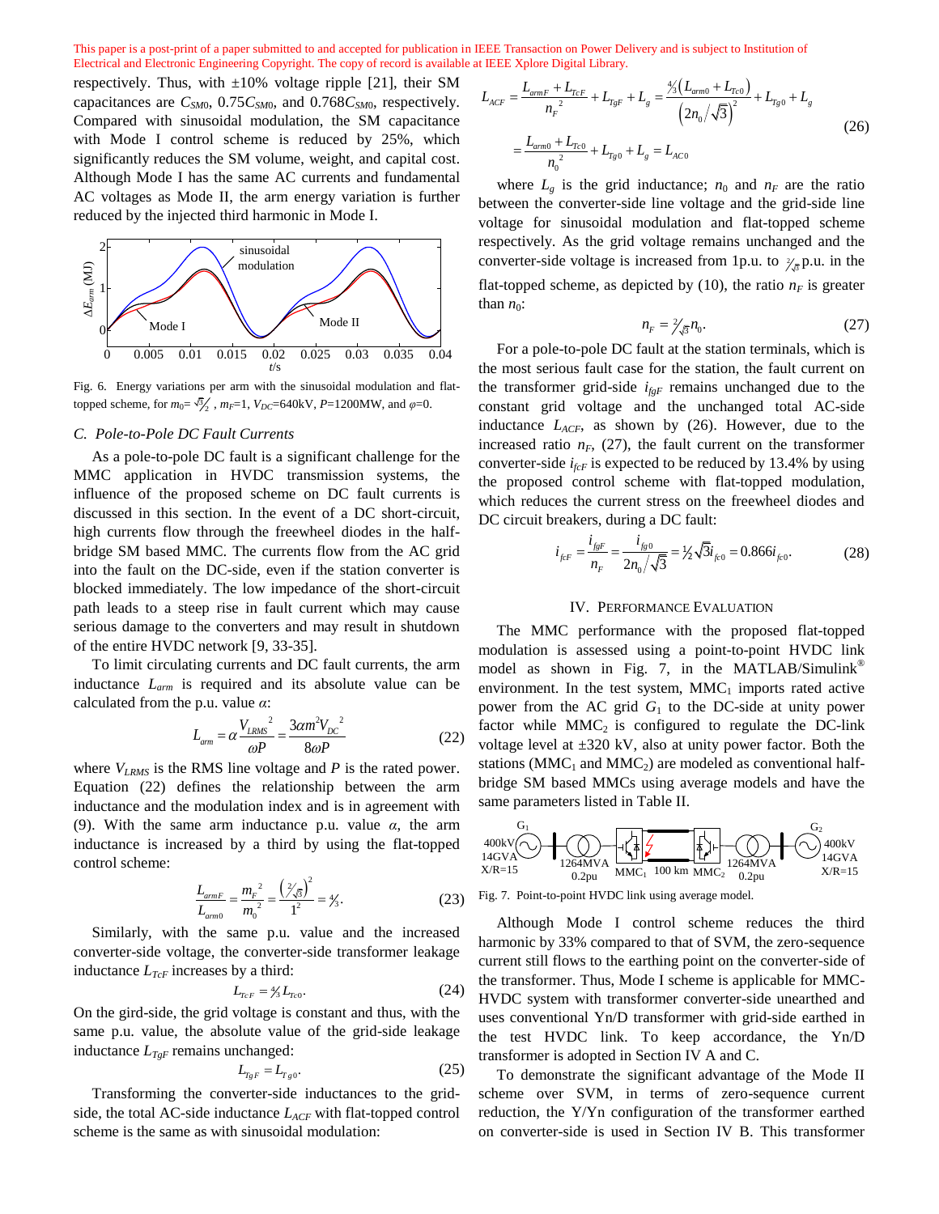This paper is a post-print of a paper submitted to and accepted for publication in IEEE Transaction on Power Delivery and is subject to Institution of Electrical and Electronic Engineering Copyright. The copy of record is available at IEEE Xplore Digital Library.

respectively. Thus, with ±10% voltage ripple [21], their SM capacitances are $C_{SM0}$, $0.75C_{SM0}$, and $0.768C_{SM0}$, respectively. Compared with sinusoidal modulation, the SM capacitance with Mode I control scheme is reduced by 25%, which significantly reduces the SM volume, weight, and capital cost. Although Mode I has the same AC currents and fundamental AC voltages as Mode II, the arm energy variation is further reduced by the injected third harmonic in Mode I.

Fig. 6. Energy variations per arm with the sinusoidal modulation and flat-topped scheme, for $m_0=\sqrt{3}/2$, $m_F=1$, $V_{DC}$=640kV, $P$=1200MW, and $\varphi$=0.

## C. Pole-to-Pole DC Fault Currents

As a pole-to-pole DC fault is a significant challenge for the MMC application in HVDC transmission systems, the influence of the proposed scheme on DC fault currents is discussed in this section. In the event of a DC short-circuit, high currents flow through the freewheel diodes in the half-bridge SM based MMC. The currents flow from the AC grid into the fault on the DC-side, even if the station converter is blocked immediately. The low impedance of the short-circuit path leads to a steep rise in fault current which may cause serious damage to the converters and may result in shutdown of the entire HVDC network [9, 33-35].

To limit circulating currents and DC fault currents, the arm inductance $L_{arm}$ is required and its absolute value can be calculated from the p.u. value $\alpha$:

$$L_{arm}=\alpha\frac{V_{LRMS}{}^2}{\omega P}=\frac{3\alpha m^2 V_{DC}{}^2}{8\omega P} \tag{22}$$

where $V_{LRMS}$ is the RMS line voltage and $P$ is the rated power. Equation (22) defines the relationship between the arm inductance and the modulation index and is in agreement with (9). With the same arm inductance p.u. value $\alpha$, the arm inductance is increased by a third by using the flat-topped control scheme:

$$\frac{L_{armF}}{L_{arm0}}=\frac{m_F{}^2}{m_0{}^2}=\frac{\left(2/\sqrt{3}\right)^2}{1^2}=4/3. \tag{23}$$

Similarly, with the same p.u. value and the increased converter-side voltage, the converter-side transformer leakage inductance $L_{TcF}$ increases by a third:

$$L_{TcF}=4/3\,L_{Tc0}. \tag{24}$$

On the gird-side, the grid voltage is constant and thus, with the same p.u. value, the absolute value of the grid-side leakage inductance $L_{TgF}$ remains unchanged:

$$L_{TgF}=L_{Tg0}. \tag{25}$$

Transforming the converter-side inductances to the grid-side, the total AC-side inductance $L_{ACF}$ with flat-topped control scheme is the same as with sinusoidal modulation:

$$\begin{aligned}L_{ACF}&=\frac{L_{armF}+L_{TcF}}{n_F{}^2}+L_{TgF}+L_g=\frac{4/3\left(L_{arm0}+L_{Tc0}\right)}{\left(2n_0/\sqrt{3}\right)^2}+L_{Tg0}+L_g\\&=\frac{L_{arm0}+L_{Tc0}}{n_0{}^2}+L_{Tg0}+L_g=L_{AC0}\end{aligned} \tag{26}$$

where $L_g$ is the grid inductance; $n_0$ and $n_F$ are the ratio between the converter-side line voltage and the grid-side line voltage for sinusoidal modulation and flat-topped scheme respectively. As the grid voltage remains unchanged and the converter-side voltage is increased from 1p.u. to $2/\sqrt{3}$ p.u. in the flat-topped scheme, as depicted by (10), the ratio $n_F$ is greater than $n_0$:

$$n_F=2/\sqrt{3}\,n_0. \tag{27}$$

For a pole-to-pole DC fault at the station terminals, which is the most serious fault case for the station, the fault current on the transformer grid-side $i_{fgF}$ remains unchanged due to the constant grid voltage and the unchanged total AC-side inductance $L_{ACF}$, as shown by (26). However, due to the increased ratio $n_F$, (27), the fault current on the transformer converter-side $i_{fcF}$ is expected to be reduced by 13.4% by using the proposed control scheme with flat-topped modulation, which reduces the current stress on the freewheel diodes and DC circuit breakers, during a DC fault:

$$i_{fcF}=\frac{i_{fgF}}{n_F}=\frac{i_{fg0}}{2n_0/\sqrt{3}}=1/2\sqrt{3}i_{fc0}=0.866i_{fc0}. \tag{28}$$

# IV. Performance Evaluation

The MMC performance with the proposed flat-topped modulation is assessed using a point-to-point HVDC link model as shown in Fig. 7, in the MATLAB/Simulink® environment. In the test system, MMC[1] imports rated active power from the AC grid $G_1$ to the DC-side at unity power factor while MMC[2] is configured to regulate the DC-link voltage level at ±320 kV, also at unity power factor. Both the stations (MMC[1] and MMC[2]) are modeled as conventional half-bridge SM based MMCs using average models and have the same parameters listed in Table II.

Fig. 7. Point-to-point HVDC link using average model.

Although Mode I control scheme reduces the third harmonic by 33% compared to that of SVM, the zero-sequence current still flows to the earthing point on the converter-side of the transformer. Thus, Mode I scheme is applicable for MMC-HVDC system with transformer converter-side unearthed and uses conventional Yn/D transformer with grid-side earthed in the test HVDC link. To keep accordance, the Yn/D transformer is adopted in Section IV A and C.

To demonstrate the significant advantage of the Mode II scheme over SVM, in terms of zero-sequence current reduction, the Y/Yn configuration of the transformer earthed on converter-side is used in Section IV B. This transformer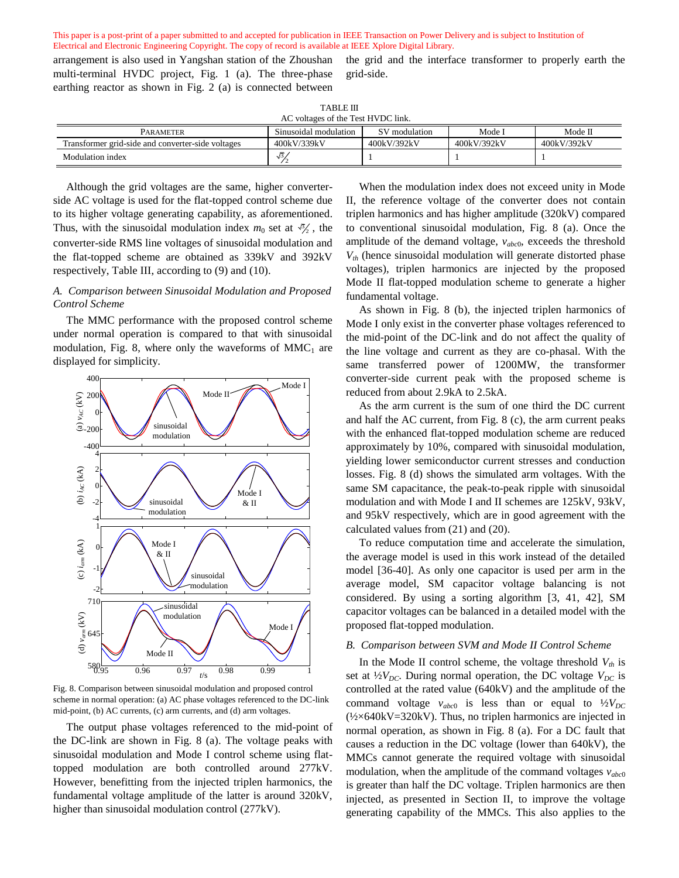This paper is a post-print of a paper submitted to and accepted for publication in IEEE Transaction on Power Delivery and is subject to Institution of Electrical and Electronic Engineering Copyright. The copy of record is available at IEEE Xplore Digital Library.

arrangement is also used in Yangshan station of the Zhoushan multi-terminal HVDC project, Fig. 1 (a). The three-phase earthing reactor as shown in Fig. 2 (a) is connected between the grid and the interface transformer to properly earth the grid-side.

TABLE III
AC voltages of the Test HVDC link.

| PARAMETER | Sinusoidal modulation | SV modulation | Mode I | Mode II |
|---|---|---|---|---|
| Transformer grid-side and converter-side voltages | 400kV/339kV | 400kV/392kV | 400kV/392kV | 400kV/392kV |
| Modulation index | $\sqrt{3}/2$ | 1 | 1 | 1 |

Although the grid voltages are the same, higher converter-side AC voltage is used for the flat-topped control scheme due to its higher voltage generating capability, as aforementioned. Thus, with the sinusoidal modulation index $m_0$ set at $\sqrt{3}/2$, the converter-side RMS line voltages of sinusoidal modulation and the flat-topped scheme are obtained as 339kV and 392kV respectively, Table III, according to (9) and (10).

### *A. Comparison between Sinusoidal Modulation and Proposed Control Scheme*

The MMC performance with the proposed control scheme under normal operation is compared to that with sinusoidal modulation, Fig. 8, where only the waveforms of $MMC_1$ are displayed for simplicity.

Fig. 8. Comparison between sinusoidal modulation and proposed control scheme in normal operation: (a) AC phase voltages referenced to the DC-link mid-point, (b) AC currents, (c) arm currents, and (d) arm voltages.

The output phase voltages referenced to the mid-point of the DC-link are shown in Fig. 8 (a). The voltage peaks with sinusoidal modulation and Mode I control scheme using flat-topped modulation are both controlled around 277kV. However, benefitting from the injected triplen harmonics, the fundamental voltage amplitude of the latter is around 320kV, higher than sinusoidal modulation control (277kV).

When the modulation index does not exceed unity in Mode II, the reference voltage of the converter does not contain triplen harmonics and has higher amplitude (320kV) compared to conventional sinusoidal modulation, Fig. 8 (a). Once the amplitude of the demand voltage, $v_{abc0}$, exceeds the threshold $V_{th}$ (hence sinusoidal modulation will generate distorted phase voltages), triplen harmonics are injected by the proposed Mode II flat-topped modulation scheme to generate a higher fundamental voltage.

As shown in Fig. 8 (b), the injected triplen harmonics of Mode I only exist in the converter phase voltages referenced to the mid-point of the DC-link and do not affect the quality of the line voltage and current as they are co-phasal. With the same transferred power of 1200MW, the transformer converter-side current peak with the proposed scheme is reduced from about 2.9kA to 2.5kA.

As the arm current is the sum of one third the DC current and half the AC current, from Fig. 8 (c), the arm current peaks with the enhanced flat-topped modulation scheme are reduced approximately by 10%, compared with sinusoidal modulation, yielding lower semiconductor current stresses and conduction losses. Fig. 8 (d) shows the simulated arm voltages. With the same SM capacitance, the peak-to-peak ripple with sinusoidal modulation and with Mode I and II schemes are 125kV, 93kV, and 95kV respectively, which are in good agreement with the calculated values from (21) and (20).

To reduce computation time and accelerate the simulation, the average model is used in this work instead of the detailed model [36-40]. As only one capacitor is used per arm in the average model, SM capacitor voltage balancing is not considered. By using a sorting algorithm [3, 41, 42], SM capacitor voltages can be balanced in a detailed model with the proposed flat-topped modulation.

### *B. Comparison between SVM and Mode II Control Scheme*

In the Mode II control scheme, the voltage threshold $V_{th}$ is set at ½$V_{DC}$. During normal operation, the DC voltage $V_{DC}$ is controlled at the rated value (640kV) and the amplitude of the command voltage $v_{abc0}$ is less than or equal to ½$V_{DC}$ (½×640kV=320kV). Thus, no triplen harmonics are injected in normal operation, as shown in Fig. 8 (a). For a DC fault that causes a reduction in the DC voltage (lower than 640kV), the MMCs cannot generate the required voltage with sinusoidal modulation, when the amplitude of the command voltages $v_{abc0}$ is greater than half the DC voltage. Triplen harmonics are then injected, as presented in Section II, to improve the voltage generating capability of the MMCs. This also applies to the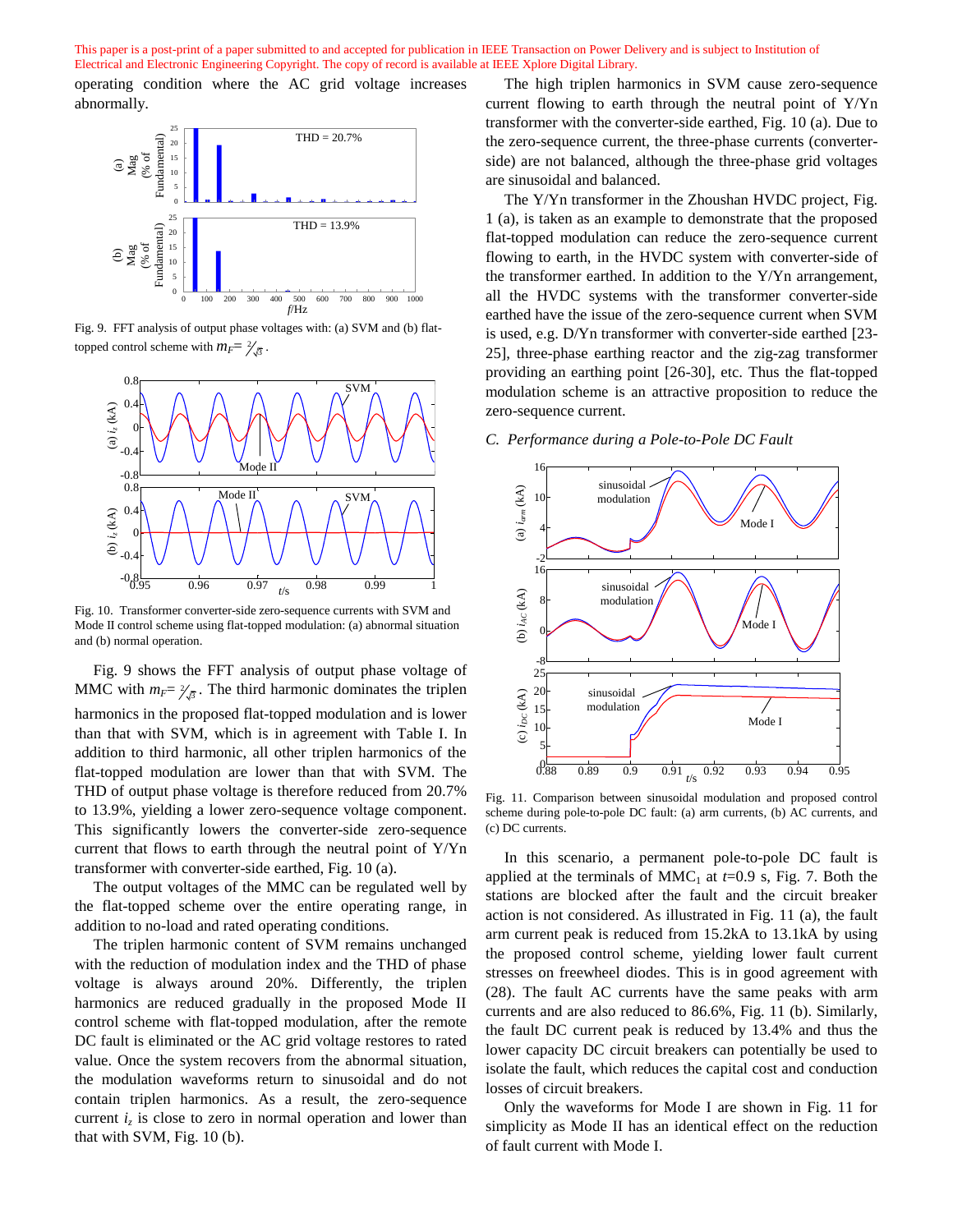operating condition where the AC grid voltage increases abnormally.

Fig. 9. FFT analysis of output phase voltages with: (a) SVM and (b) flat-topped control scheme with $m_F = 2/\sqrt{3}$.

Fig. 10. Transformer converter-side zero-sequence currents with SVM and Mode II control scheme using flat-topped modulation: (a) abnormal situation and (b) normal operation.

Fig. 9 shows the FFT analysis of output phase voltage of MMC with $m_F = 2/\sqrt{3}$. The third harmonic dominates the triplen harmonics in the proposed flat-topped modulation and is lower than that with SVM, which is in agreement with Table I. In addition to third harmonic, all other triplen harmonics of the flat-topped modulation are lower than that with SVM. The THD of output phase voltage is therefore reduced from 20.7% to 13.9%, yielding a lower zero-sequence voltage component. This significantly lowers the converter-side zero-sequence current that flows to earth through the neutral point of Y/Yn transformer with converter-side earthed, Fig. 10 (a).

The output voltages of the MMC can be regulated well by the flat-topped scheme over the entire operating range, in addition to no-load and rated operating conditions.

The triplen harmonic content of SVM remains unchanged with the reduction of modulation index and the THD of phase voltage is always around 20%. Differently, the triplen harmonics are reduced gradually in the proposed Mode II control scheme with flat-topped modulation, after the remote DC fault is eliminated or the AC grid voltage restores to rated value. Once the system recovers from the abnormal situation, the modulation waveforms return to sinusoidal and do not contain triplen harmonics. As a result, the zero-sequence current $i_z$ is close to zero in normal operation and lower than that with SVM, Fig. 10 (b).

The high triplen harmonics in SVM cause zero-sequence current flowing to earth through the neutral point of Y/Yn transformer with the converter-side earthed, Fig. 10 (a). Due to the zero-sequence current, the three-phase currents (converter-side) are not balanced, although the three-phase grid voltages are sinusoidal and balanced.

The Y/Yn transformer in the Zhoushan HVDC project, Fig. 1 (a), is taken as an example to demonstrate that the proposed flat-topped modulation can reduce the zero-sequence current flowing to earth, in the HVDC system with converter-side of the transformer earthed. In addition to the Y/Yn arrangement, all the HVDC systems with the transformer converter-side earthed have the issue of the zero-sequence current when SVM is used, e.g. D/Yn transformer with converter-side earthed [23-25], three-phase earthing reactor and the zig-zag transformer providing an earthing point [26-30], etc. Thus the flat-topped modulation scheme is an attractive proposition to reduce the zero-sequence current.

### *C. Performance during a Pole-to-Pole DC Fault*

Fig. 11. Comparison between sinusoidal modulation and proposed control scheme during pole-to-pole DC fault: (a) arm currents, (b) AC currents, and (c) DC currents.

In this scenario, a permanent pole-to-pole DC fault is applied at the terminals of $MMC_1$ at $t$=0.9 s, Fig. 7. Both the stations are blocked after the fault and the circuit breaker action is not considered. As illustrated in Fig. 11 (a), the fault arm current peak is reduced from 15.2kA to 13.1kA by using the proposed control scheme, yielding lower fault current stresses on freewheel diodes. This is in good agreement with (28). The fault AC currents have the same peaks with arm currents and are also reduced to 86.6%, Fig. 11 (b). Similarly, the fault DC current peak is reduced by 13.4% and thus the lower capacity DC circuit breakers can potentially be used to isolate the fault, which reduces the capital cost and conduction losses of circuit breakers.

Only the waveforms for Mode I are shown in Fig. 11 for simplicity as Mode II has an identical effect on the reduction of fault current with Mode I.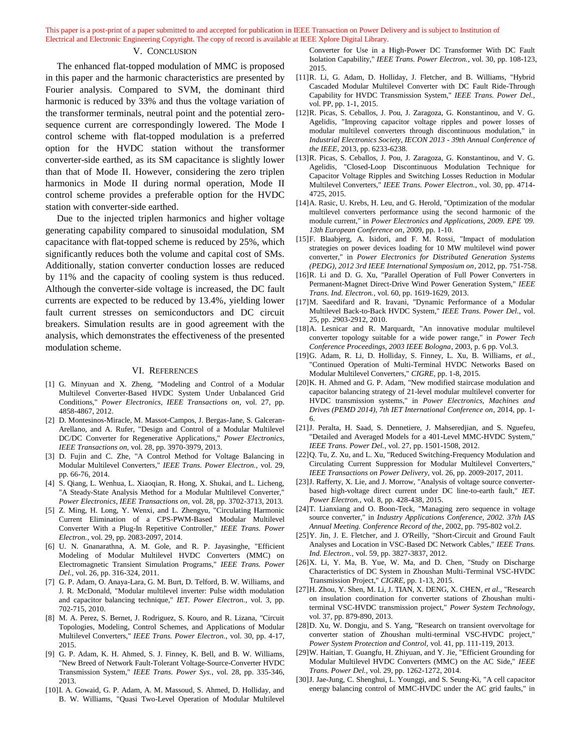This paper is a post-print of a paper submitted to and accepted for publication in IEEE Transaction on Power Delivery and is subject to Institution of Electrical and Electronic Engineering Copyright. The copy of record is available at IEEE Xplore Digital Library.

## V. Conclusion

The enhanced flat-topped modulation of MMC is proposed in this paper and the harmonic characteristics are presented by Fourier analysis. Compared to SVM, the dominant third harmonic is reduced by 33% and thus the voltage variation of the transformer terminals, neutral point and the potential zero-sequence current are correspondingly lowered. The Mode I control scheme with flat-topped modulation is a preferred option for the HVDC station without the transformer converter-side earthed, as its SM capacitance is slightly lower than that of Mode II. However, considering the zero triplen harmonics in Mode II during normal operation, Mode II control scheme provides a preferable option for the HVDC station with converter-side earthed.

Due to the injected triplen harmonics and higher voltage generating capability compared to sinusoidal modulation, SM capacitance with flat-topped scheme is reduced by 25%, which significantly reduces both the volume and capital cost of SMs. Additionally, station converter conduction losses are reduced by 11% and the capacity of cooling system is thus reduced. Although the converter-side voltage is increased, the DC fault currents are expected to be reduced by 13.4%, yielding lower fault current stresses on semiconductors and DC circuit breakers. Simulation results are in good agreement with the analysis, which demonstrates the effectiveness of the presented modulation scheme.

## VI. References

[1] G. Minyuan and X. Zheng, "Modeling and Control of a Modular Multilevel Converter-Based HVDC System Under Unbalanced Grid Conditions," *Power Electronics, IEEE Transactions on*, vol. 27, pp. 4858-4867, 2012.

[2] D. Montesinos-Miracle, M. Massot-Campos, J. Bergas-Jane, S. Galceran-Arellano, and A. Rufer, "Design and Control of a Modular Multilevel DC/DC Converter for Regenerative Applications," *Power Electronics, IEEE Transactions on*, vol. 28, pp. 3970-3979, 2013.

[3] D. Fujin and C. Zhe, "A Control Method for Voltage Balancing in Modular Multilevel Converters," *IEEE Trans. Power Electron.*, vol. 29, pp. 66-76, 2014.

[4] S. Qiang, L. Wenhua, L. Xiaoqian, R. Hong, X. Shukai, and L. Licheng, "A Steady-State Analysis Method for a Modular Multilevel Converter," *Power Electronics, IEEE Transactions on*, vol. 28, pp. 3702-3713, 2013.

[5] Z. Ming, H. Long, Y. Wenxi, and L. Zhengyu, "Circulating Harmonic Current Elimination of a CPS-PWM-Based Modular Multilevel Converter With a Plug-In Repetitive Controller," *IEEE Trans. Power Electron.*, vol. 29, pp. 2083-2097, 2014.

[6] U. N. Gnanarathna, A. M. Gole, and R. P. Jayasinghe, "Efficient Modeling of Modular Multilevel HVDC Converters (MMC) on Electromagnetic Transient Simulation Programs," *IEEE Trans. Power Del.*, vol. 26, pp. 316-324, 2011.

[7] G. P. Adam, O. Anaya-Lara, G. M. Burt, D. Telford, B. W. Williams, and J. R. McDonald, "Modular multilevel inverter: Pulse width modulation and capacitor balancing technique," *IET. Power Electron.*, vol. 3, pp. 702-715, 2010.

[8] M. A. Perez, S. Bernet, J. Rodriguez, S. Kouro, and R. Lizana, "Circuit Topologies, Modeling, Control Schemes, and Applications of Modular Multilevel Converters," *IEEE Trans. Power Electron.*, vol. 30, pp. 4-17, 2015.

[9] G. P. Adam, K. H. Ahmed, S. J. Finney, K. Bell, and B. W. Williams, "New Breed of Network Fault-Tolerant Voltage-Source-Converter HVDC Transmission System," *IEEE Trans. Power Sys.*, vol. 28, pp. 335-346, 2013.

[10] I. A. Gowaid, G. P. Adam, A. M. Massoud, S. Ahmed, D. Holliday, and B. W. Williams, "Quasi Two-Level Operation of Modular Multilevel Converter for Use in a High-Power DC Transformer With DC Fault Isolation Capability," *IEEE Trans. Power Electron.*, vol. 30, pp. 108-123, 2015.

[11] R. Li, G. Adam, D. Holliday, J. Fletcher, and B. Williams, "Hybrid Cascaded Modular Multilevel Converter with DC Fault Ride-Through Capability for HVDC Transmission System," *IEEE Trans. Power Del.*, vol. PP, pp. 1-1, 2015.

[12] R. Picas, S. Ceballos, J. Pou, J. Zaragoza, G. Konstantinou, and V. G. Agelidis, "Improving capacitor voltage ripples and power losses of modular multilevel converters through discontinuous modulation," in *Industrial Electronics Society, IECON 2013 - 39th Annual Conference of the IEEE*, 2013, pp. 6233-6238.

[13] R. Picas, S. Ceballos, J. Pou, J. Zaragoza, G. Konstantinou, and V. G. Agelidis, "Closed-Loop Discontinuous Modulation Technique for Capacitor Voltage Ripples and Switching Losses Reduction in Modular Multilevel Converters," *IEEE Trans. Power Electron.*, vol. 30, pp. 4714-4725, 2015.

[14] A. Rasic, U. Krebs, H. Leu, and G. Herold, "Optimization of the modular multilevel converters performance using the second harmonic of the module current," in *Power Electronics and Applications, 2009. EPE '09. 13th European Conference on*, 2009, pp. 1-10.

[15] F. Blaabjerg, A. Isidori, and F. M. Rossi, "Impact of modulation strategies on power devices loading for 10 MW multilevel wind power converter," in *Power Electronics for Distributed Generation Systems (PEDG), 2012 3rd IEEE International Symposium on*, 2012, pp. 751-758.

[16] R. Li and D. G. Xu, "Parallel Operation of Full Power Converters in Permanent-Magnet Direct-Drive Wind Power Generation System," *IEEE Trans. Ind. Electron.*, vol. 60, pp. 1619-1629, 2013.

[17] M. Saeedifard and R. Iravani, "Dynamic Performance of a Modular Multilevel Back-to-Back HVDC System," *IEEE Trans. Power Del.*, vol. 25, pp. 2903-2912, 2010.

[18] A. Lesnicar and R. Marquardt, "An innovative modular multilevel converter topology suitable for a wide power range," in *Power Tech Conference Proceedings, 2003 IEEE Bologna*, 2003, p. 6 pp. Vol.3.

[19] G. Adam, R. Li, D. Holliday, S. Finney, L. Xu, B. Williams, *et al.*, "Continued Operation of Multi-Terminal HVDC Networks Based on Modular Multilevel Converters," *CIGRE*, pp. 1-8, 2015.

[20] K. H. Ahmed and G. P. Adam, "New modified staircase modulation and capacitor balancing strategy of 21-level modular multilevel converter for HVDC transmission systems," in *Power Electronics, Machines and Drives (PEMD 2014), 7th IET International Conference on*, 2014, pp. 1-6.

[21] J. Peralta, H. Saad, S. Dennetiere, J. Mahseredjian, and S. Nguefeu, "Detailed and Averaged Models for a 401-Level MMC-HVDC System," *IEEE Trans. Power Del.*, vol. 27, pp. 1501-1508, 2012.

[22] Q. Tu, Z. Xu, and L. Xu, "Reduced Switching-Frequency Modulation and Circulating Current Suppression for Modular Multilevel Converters," *IEEE Transactions on Power Delivery*, vol. 26, pp. 2009-2017, 2011.

[23] J. Rafferty, X. Lie, and J. Morrow, "Analysis of voltage source converter-based high-voltage direct current under DC line-to-earth fault," *IET. Power Electron.*, vol. 8, pp. 428-438, 2015.

[24] T. Lianxiang and O. Boon-Teck, "Managing zero sequence in voltage source converter," in *Industry Applications Conference, 2002. 37th IAS Annual Meeting. Conference Record of the*, 2002, pp. 795-802 vol.2.

[25] Y. Jin, J. E. Fletcher, and J. O'Reilly, "Short-Circuit and Ground Fault Analyses and Location in VSC-Based DC Network Cables," *IEEE Trans. Ind. Electron.*, vol. 59, pp. 3827-3837, 2012.

[26] X. Li, Y. Ma, B. Yue, W. Ma, and D. Chen, "Study on Discharge Characteristics of DC System in Zhoushan Multi-Terminal VSC-HVDC Transmission Project," *CIGRE*, pp. 1-13, 2015.

[27] H. Zhou, Y. Shen, M. Li, J. TIAN, X. DENG, X. CHEN, *et al.*, "Research on insulation coordination for converter stations of Zhoushan multi-terminal VSC-HVDC transmission project," *Power System Technology*, vol. 37, pp. 879-890, 2013.

[28] D. Xu, W. Dongju, and S. Yang, "Research on transient overvoltage for converter station of Zhoushan multi-terminal VSC-HVDC project," *Power System Protection and Control*, vol. 41, pp. 111-119, 2013.

[29] W. Haitian, T. Guangfu, H. Zhiyuan, and Y. Jie, "Efficient Grounding for Modular Multilevel HVDC Converters (MMC) on the AC Side," *IEEE Trans. Power Del.*, vol. 29, pp. 1262-1272, 2014.

[30] J. Jae-Jung, C. Shenghui, L. Younggi, and S. Seung-Ki, "A cell capacitor energy balancing control of MMC-HVDC under the AC grid faults," in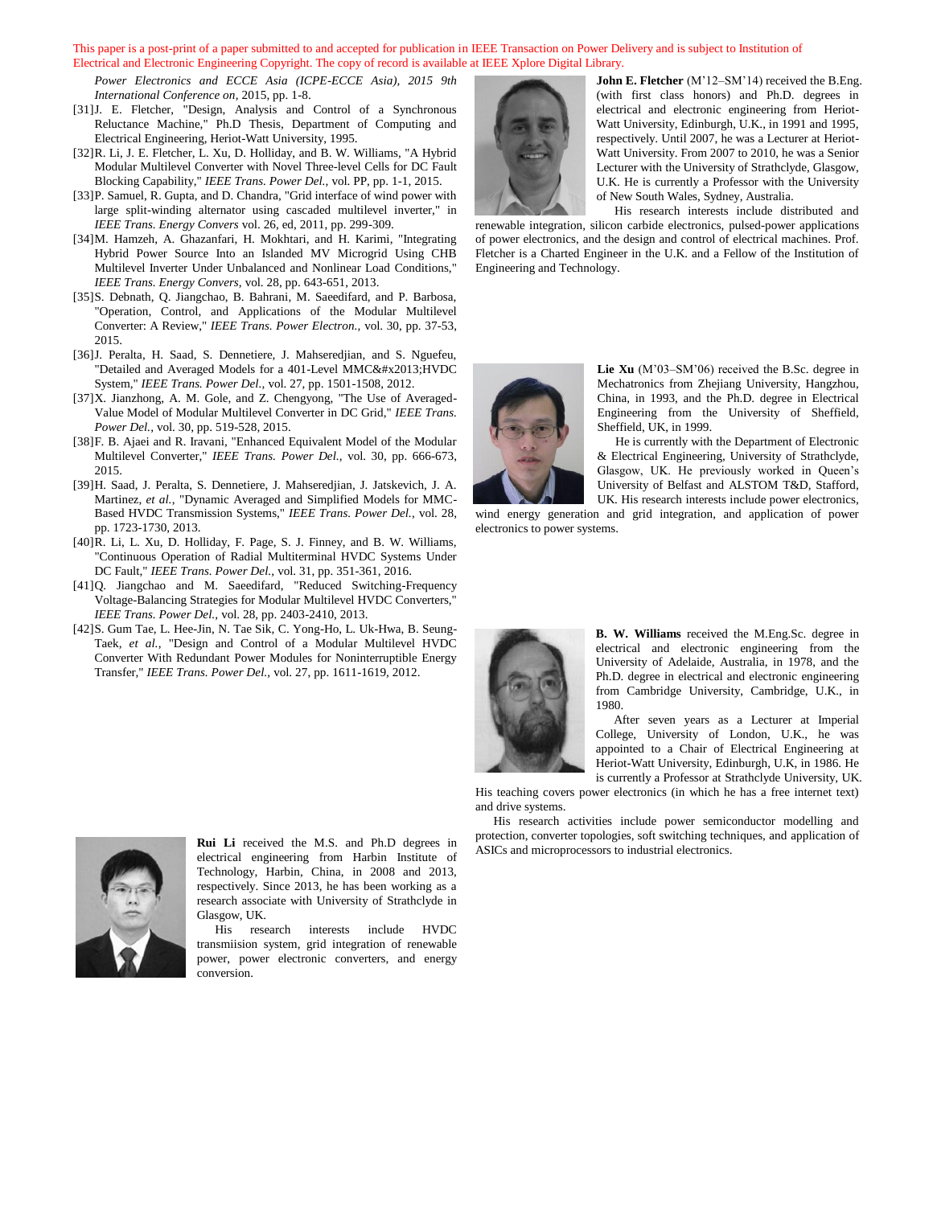This paper is a post-print of a paper submitted to and accepted for publication in IEEE Transaction on Power Delivery and is subject to Institution of Electrical and Electronic Engineering Copyright. The copy of record is available at IEEE Xplore Digital Library.

*Power Electronics and ECCE Asia (ICPE-ECCE Asia), 2015 9th International Conference on*, 2015, pp. 1-8.

[31] J. E. Fletcher, "Design, Analysis and Control of a Synchronous Reluctance Machine," Ph.D Thesis, Department of Computing and Electrical Engineering, Heriot-Watt University, 1995.

[32] R. Li, J. E. Fletcher, L. Xu, D. Holliday, and B. W. Williams, "A Hybrid Modular Multilevel Converter with Novel Three-level Cells for DC Fault Blocking Capability," *IEEE Trans. Power Del.*, vol. PP, pp. 1-1, 2015.

[33] P. Samuel, R. Gupta, and D. Chandra, "Grid interface of wind power with large split-winding alternator using cascaded multilevel inverter," in *IEEE Trans. Energy Convers* vol. 26, ed, 2011, pp. 299-309.

[34] M. Hamzeh, A. Ghazanfari, H. Mokhtari, and H. Karimi, "Integrating Hybrid Power Source Into an Islanded MV Microgrid Using CHB Multilevel Inverter Under Unbalanced and Nonlinear Load Conditions," *IEEE Trans. Energy Convers*, vol. 28, pp. 643-651, 2013.

[35] S. Debnath, Q. Jiangchao, B. Bahrani, M. Saeedifard, and P. Barbosa, "Operation, Control, and Applications of the Modular Multilevel Converter: A Review," *IEEE Trans. Power Electron.*, vol. 30, pp. 37-53, 2015.

[36] J. Peralta, H. Saad, S. Dennetiere, J. Mahseredjian, and S. Nguefeu, "Detailed and Averaged Models for a 401-Level MMC&#x2013;HVDC System," *IEEE Trans. Power Del.*, vol. 27, pp. 1501-1508, 2012.

[37] X. Jianzhong, A. M. Gole, and Z. Chengyong, "The Use of Averaged-Value Model of Modular Multilevel Converter in DC Grid," *IEEE Trans. Power Del.*, vol. 30, pp. 519-528, 2015.

[38] F. B. Ajaei and R. Iravani, "Enhanced Equivalent Model of the Modular Multilevel Converter," *IEEE Trans. Power Del.*, vol. 30, pp. 666-673, 2015.

[39] H. Saad, J. Peralta, S. Dennetiere, J. Mahseredjian, J. Jatskevich, J. A. Martinez, *et al.*, "Dynamic Averaged and Simplified Models for MMC-Based HVDC Transmission Systems," *IEEE Trans. Power Del.*, vol. 28, pp. 1723-1730, 2013.

[40] R. Li, L. Xu, D. Holliday, F. Page, S. J. Finney, and B. W. Williams, "Continuous Operation of Radial Multiterminal HVDC Systems Under DC Fault," *IEEE Trans. Power Del.*, vol. 31, pp. 351-361, 2016.

[41] Q. Jiangchao and M. Saeedifard, "Reduced Switching-Frequency Voltage-Balancing Strategies for Modular Multilevel HVDC Converters," *IEEE Trans. Power Del.*, vol. 28, pp. 2403-2410, 2013.

[42] S. Gum Tae, L. Hee-Jin, N. Tae Sik, C. Yong-Ho, L. Uk-Hwa, B. Seung-Taek, *et al.*, "Design and Control of a Modular Multilevel HVDC Converter With Redundant Power Modules for Noninterruptible Energy Transfer," *IEEE Trans. Power Del.*, vol. 27, pp. 1611-1619, 2012.

**Rui Li** received the M.S. and Ph.D degrees in electrical engineering from Harbin Institute of Technology, Harbin, China, in 2008 and 2013, respectively. Since 2013, he has been working as a research associate with University of Strathclyde in Glasgow, UK.

His research interests include HVDC transmiision system, grid integration of renewable power, power electronic converters, and energy conversion.

**John E. Fletcher** (M'12–SM'14) received the B.Eng. (with first class honors) and Ph.D. degrees in electrical and electronic engineering from Heriot-Watt University, Edinburgh, U.K., in 1991 and 1995, respectively. Until 2007, he was a Lecturer at Heriot-Watt University. From 2007 to 2010, he was a Senior Lecturer with the University of Strathclyde, Glasgow, U.K. He is currently a Professor with the University of New South Wales, Sydney, Australia.

His research interests include distributed and renewable integration, silicon carbide electronics, pulsed-power applications of power electronics, and the design and control of electrical machines. Prof. Fletcher is a Charted Engineer in the U.K. and a Fellow of the Institution of Engineering and Technology.

**Lie Xu** (M'03–SM'06) received the B.Sc. degree in Mechatronics from Zhejiang University, Hangzhou, China, in 1993, and the Ph.D. degree in Electrical Engineering from the University of Sheffield, Sheffield, UK, in 1999.

He is currently with the Department of Electronic & Electrical Engineering, University of Strathclyde, Glasgow, UK. He previously worked in Queen's University of Belfast and ALSTOM T&D, Stafford, UK. His research interests include power electronics, wind energy generation and grid integration, and application of power electronics to power systems.

**B. W. Williams** received the M.Eng.Sc. degree in electrical and electronic engineering from the University of Adelaide, Australia, in 1978, and the Ph.D. degree in electrical and electronic engineering from Cambridge University, Cambridge, U.K., in 1980.

After seven years as a Lecturer at Imperial College, University of London, U.K., he was appointed to a Chair of Electrical Engineering at Heriot-Watt University, Edinburgh, U.K, in 1986. He is currently a Professor at Strathclyde University, UK. His teaching covers power electronics (in which he has a free internet text) and drive systems.

His research activities include power semiconductor modelling and protection, converter topologies, soft switching techniques, and application of ASICs and microprocessors to industrial electronics.